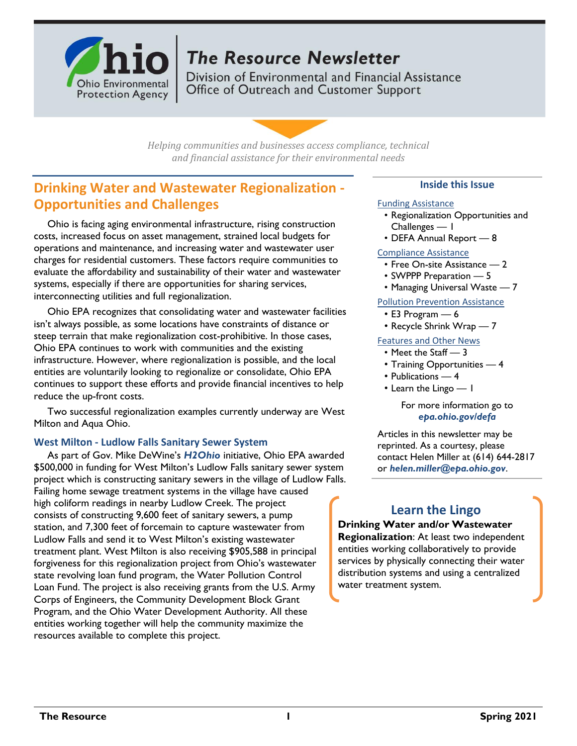# The Resource Newsletter

Division of Environmental and Financial Assistance
Office of Outreach and Customer Support

*Helping communities and businesses access compliance, technical and financial assistance for their environmental needs*

## Drinking Water and Wastewater Regionalization - Opportunities and Challenges

Ohio is facing aging environmental infrastructure, rising construction costs, increased focus on asset management, strained local budgets for operations and maintenance, and increasing water and wastewater user charges for residential customers. These factors require communities to evaluate the affordability and sustainability of their water and wastewater systems, especially if there are opportunities for sharing services, interconnecting utilities and full regionalization.

Ohio EPA recognizes that consolidating water and wastewater facilities isn't always possible, as some locations have constraints of distance or steep terrain that make regionalization cost-prohibitive. In those cases, Ohio EPA continues to work with communities and the existing infrastructure. However, where regionalization is possible, and the local entities are voluntarily looking to regionalize or consolidate, Ohio EPA continues to support these efforts and provide financial incentives to help reduce the up-front costs.

Two successful regionalization examples currently underway are West Milton and Aqua Ohio.

### West Milton - Ludlow Falls Sanitary Sewer System

As part of Gov. Mike DeWine's ***H2Ohio*** initiative, Ohio EPA awarded $500,000 in funding for West Milton's Ludlow Falls sanitary sewer system project which is constructing sanitary sewers in the village of Ludlow Falls. Failing home sewage treatment systems in the village have caused high coliform readings in nearby Ludlow Creek. The project consists of constructing 9,600 feet of sanitary sewers, a pump station, and 7,300 feet of forcemain to capture wastewater from Ludlow Falls and send it to West Milton's existing wastewater treatment plant. West Milton is also receiving $905,588 in principal forgiveness for this regionalization project from Ohio's wastewater state revolving loan fund program, the Water Pollution Control Loan Fund. The project is also receiving grants from the U.S. Army Corps of Engineers, the Community Development Block Grant Program, and the Ohio Water Development Authority. All these entities working together will help the community maximize the resources available to complete this project.

## Inside this Issue

Funding Assistance

- Regionalization Opportunities and Challenges — 1
- DEFA Annual Report — 8

Compliance Assistance

- Free On-site Assistance — 2
- SWPPP Preparation — 5
- Managing Universal Waste — 7

Pollution Prevention Assistance

- E3 Program — 6
- Recycle Shrink Wrap — 7

Features and Other News

- Meet the Staff — 3
- Training Opportunities — 4
- Publications — 4
- Learn the Lingo — 1

For more information go to ***epa.ohio.gov/defa***

Articles in this newsletter may be reprinted. As a courtesy, please contact Helen Miller at (614) 644-2817 or ***helen.miller@epa.ohio.gov***.

## Learn the Lingo

**Drinking Water and/or Wastewater Regionalization**: At least two independent entities working collaboratively to provide services by physically connecting their water distribution systems and using a centralized water treatment system.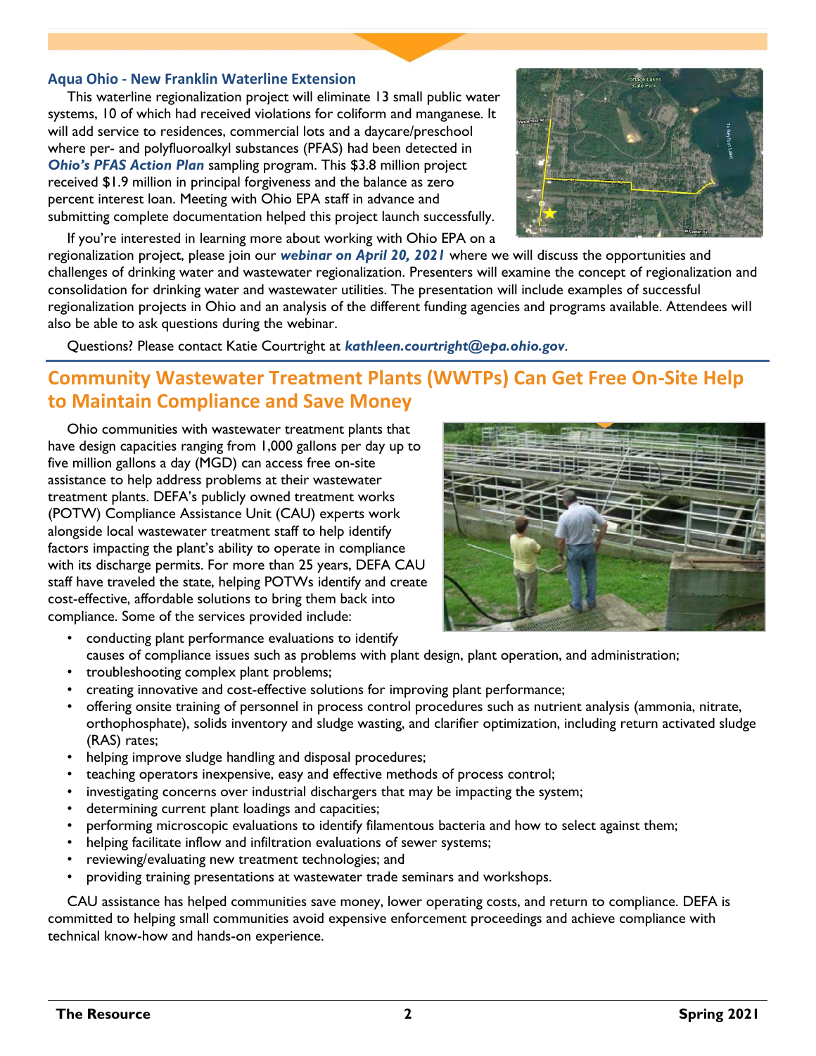### Aqua Ohio - New Franklin Waterline Extension

This waterline regionalization project will eliminate 13 small public water systems, 10 of which had received violations for coliform and manganese. It will add service to residences, commercial lots and a daycare/preschool where per- and polyfluoroalkyl substances (PFAS) had been detected in ***Ohio's PFAS Action Plan*** sampling program. This $3.8 million project received $1.9 million in principal forgiveness and the balance as zero percent interest loan. Meeting with Ohio EPA staff in advance and submitting complete documentation helped this project launch successfully.

If you're interested in learning more about working with Ohio EPA on a regionalization project, please join our ***webinar on April 20, 2021*** where we will discuss the opportunities and challenges of drinking water and wastewater regionalization. Presenters will examine the concept of regionalization and consolidation for drinking water and wastewater utilities. The presentation will include examples of successful regionalization projects in Ohio and an analysis of the different funding agencies and programs available. Attendees will also be able to ask questions during the webinar.

Questions? Please contact Katie Courtright at ***kathleen.courtright@epa.ohio.gov***.

## Community Wastewater Treatment Plants (WWTPs) Can Get Free On-Site Help to Maintain Compliance and Save Money

Ohio communities with wastewater treatment plants that have design capacities ranging from 1,000 gallons per day up to five million gallons a day (MGD) can access free on-site assistance to help address problems at their wastewater treatment plants. DEFA's publicly owned treatment works (POTW) Compliance Assistance Unit (CAU) experts work alongside local wastewater treatment staff to help identify factors impacting the plant's ability to operate in compliance with its discharge permits. For more than 25 years, DEFA CAU staff have traveled the state, helping POTWs identify and create cost-effective, affordable solutions to bring them back into compliance. Some of the services provided include:

- conducting plant performance evaluations to identify causes of compliance issues such as problems with plant design, plant operation, and administration;
- troubleshooting complex plant problems;
- creating innovative and cost-effective solutions for improving plant performance;
- offering onsite training of personnel in process control procedures such as nutrient analysis (ammonia, nitrate, orthophosphate), solids inventory and sludge wasting, and clarifier optimization, including return activated sludge (RAS) rates;
- helping improve sludge handling and disposal procedures;
- teaching operators inexpensive, easy and effective methods of process control;
- investigating concerns over industrial dischargers that may be impacting the system;
- determining current plant loadings and capacities;
- performing microscopic evaluations to identify filamentous bacteria and how to select against them;
- helping facilitate inflow and infiltration evaluations of sewer systems;
- reviewing/evaluating new treatment technologies; and
- providing training presentations at wastewater trade seminars and workshops.

CAU assistance has helped communities save money, lower operating costs, and return to compliance. DEFA is committed to helping small communities avoid expensive enforcement proceedings and achieve compliance with technical know-how and hands-on experience.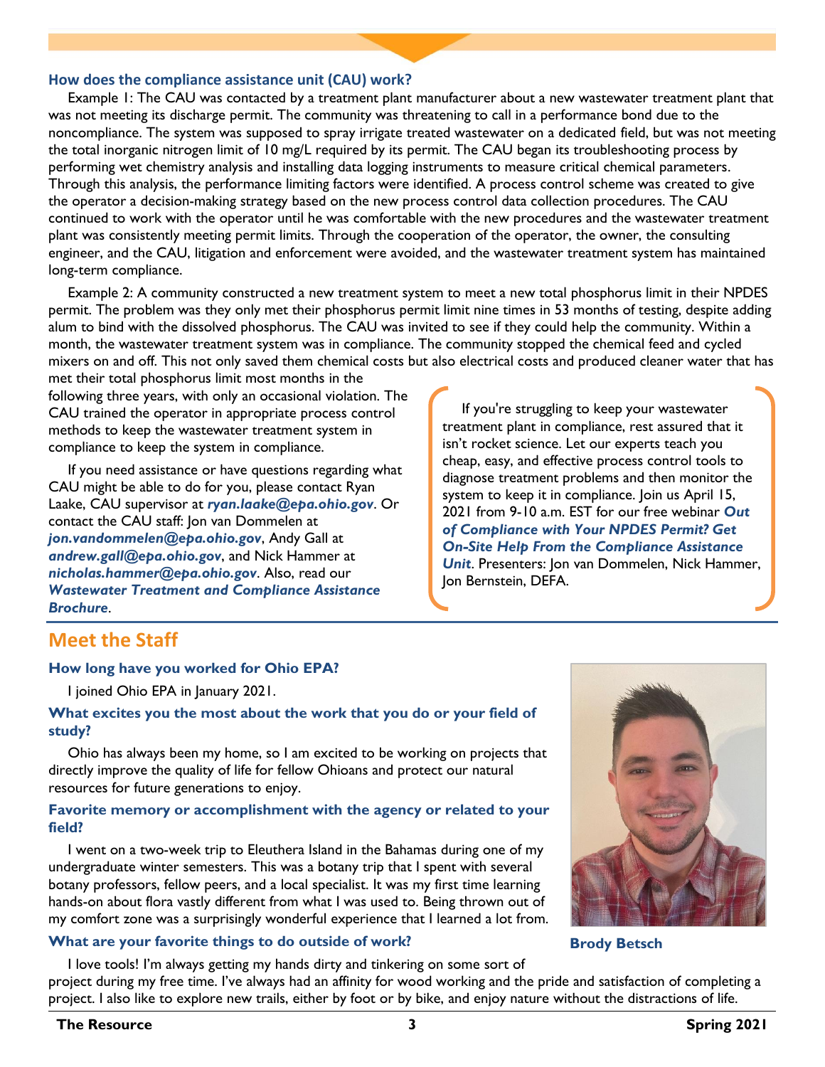### How does the compliance assistance unit (CAU) work?

Example 1: The CAU was contacted by a treatment plant manufacturer about a new wastewater treatment plant that was not meeting its discharge permit. The community was threatening to call in a performance bond due to the noncompliance. The system was supposed to spray irrigate treated wastewater on a dedicated field, but was not meeting the total inorganic nitrogen limit of 10 mg/L required by its permit. The CAU began its troubleshooting process by performing wet chemistry analysis and installing data logging instruments to measure critical chemical parameters. Through this analysis, the performance limiting factors were identified. A process control scheme was created to give the operator a decision-making strategy based on the new process control data collection procedures. The CAU continued to work with the operator until he was comfortable with the new procedures and the wastewater treatment plant was consistently meeting permit limits. Through the cooperation of the operator, the owner, the consulting engineer, and the CAU, litigation and enforcement were avoided, and the wastewater treatment system has maintained long-term compliance.

Example 2: A community constructed a new treatment system to meet a new total phosphorus limit in their NPDES permit. The problem was they only met their phosphorus permit limit nine times in 53 months of testing, despite adding alum to bind with the dissolved phosphorus. The CAU was invited to see if they could help the community. Within a month, the wastewater treatment system was in compliance. The community stopped the chemical feed and cycled mixers on and off. This not only saved them chemical costs but also electrical costs and produced cleaner water that has met their total phosphorus limit most months in the following three years, with only an occasional violation. The CAU trained the operator in appropriate process control methods to keep the wastewater treatment system in compliance to keep the system in compliance.

If you need assistance or have questions regarding what CAU might be able to do for you, please contact Ryan Laake, CAU supervisor at ***ryan.laake@epa.ohio.gov***. Or contact the CAU staff: Jon van Dommelen at ***jon.vandommelen@epa.ohio.gov***, Andy Gall at ***andrew.gall@epa.ohio.gov***, and Nick Hammer at ***nicholas.hammer@epa.ohio.gov***. Also, read our ***Wastewater Treatment and Compliance Assistance Brochure***.

If you're struggling to keep your wastewater treatment plant in compliance, rest assured that it isn't rocket science. Let our experts teach you cheap, easy, and effective process control tools to diagnose treatment problems and then monitor the system to keep it in compliance. Join us April 15, 2021 from 9-10 a.m. EST for our free webinar ***Out of Compliance with Your NPDES Permit? Get On-Site Help From the Compliance Assistance Unit***. Presenters: Jon van Dommelen, Nick Hammer, Jon Bernstein, DEFA.

## Meet the Staff

**Brody Betsch**

### How long have you worked for Ohio EPA?

I joined Ohio EPA in January 2021.

### What excites you the most about the work that you do or your field of study?

Ohio has always been my home, so I am excited to be working on projects that directly improve the quality of life for fellow Ohioans and protect our natural resources for future generations to enjoy.

### Favorite memory or accomplishment with the agency or related to your field?

I went on a two-week trip to Eleuthera Island in the Bahamas during one of my undergraduate winter semesters. This was a botany trip that I spent with several botany professors, fellow peers, and a local specialist. It was my first time learning hands-on about flora vastly different from what I was used to. Being thrown out of my comfort zone was a surprisingly wonderful experience that I learned a lot from.

### What are your favorite things to do outside of work?

I love tools! I'm always getting my hands dirty and tinkering on some sort of project during my free time. I've always had an affinity for wood working and the pride and satisfaction of completing a project. I also like to explore new trails, either by foot or by bike, and enjoy nature without the distractions of life.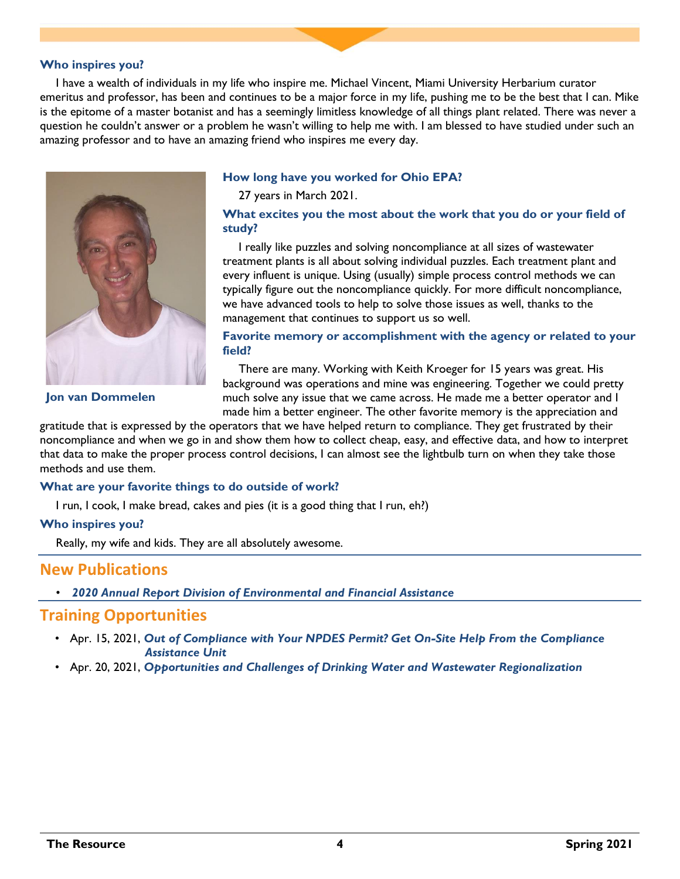### Who inspires you?

I have a wealth of individuals in my life who inspire me. Michael Vincent, Miami University Herbarium curator emeritus and professor, has been and continues to be a major force in my life, pushing me to be the best that I can. Mike is the epitome of a master botanist and has a seemingly limitless knowledge of all things plant related. There was never a question he couldn't answer or a problem he wasn't willing to help me with. I am blessed to have studied under such an amazing professor and to have an amazing friend who inspires me every day.

**Jon van Dommelen**

### How long have you worked for Ohio EPA?

27 years in March 2021.

### What excites you the most about the work that you do or your field of study?

I really like puzzles and solving noncompliance at all sizes of wastewater treatment plants is all about solving individual puzzles. Each treatment plant and every influent is unique. Using (usually) simple process control methods we can typically figure out the noncompliance quickly. For more difficult noncompliance, we have advanced tools to help to solve those issues as well, thanks to the management that continues to support us so well.

### Favorite memory or accomplishment with the agency or related to your field?

There are many. Working with Keith Kroeger for 15 years was great. His background was operations and mine was engineering. Together we could pretty much solve any issue that we came across. He made me a better operator and I made him a better engineer. The other favorite memory is the appreciation and gratitude that is expressed by the operators that we have helped return to compliance. They get frustrated by their noncompliance and when we go in and show them how to collect cheap, easy, and effective data, and how to interpret that data to make the proper process control decisions, I can almost see the lightbulb turn on when they take those methods and use them.

### What are your favorite things to do outside of work?

I run, I cook, I make bread, cakes and pies (it is a good thing that I run, eh?)

### Who inspires you?

Really, my wife and kids. They are all absolutely awesome.

## New Publications

- ***2020 Annual Report Division of Environmental and Financial Assistance***

## Training Opportunities

- Apr. 15, 2021, ***Out of Compliance with Your NPDES Permit? Get On-Site Help From the Compliance Assistance Unit***
- Apr. 20, 2021, ***Opportunities and Challenges of Drinking Water and Wastewater Regionalization***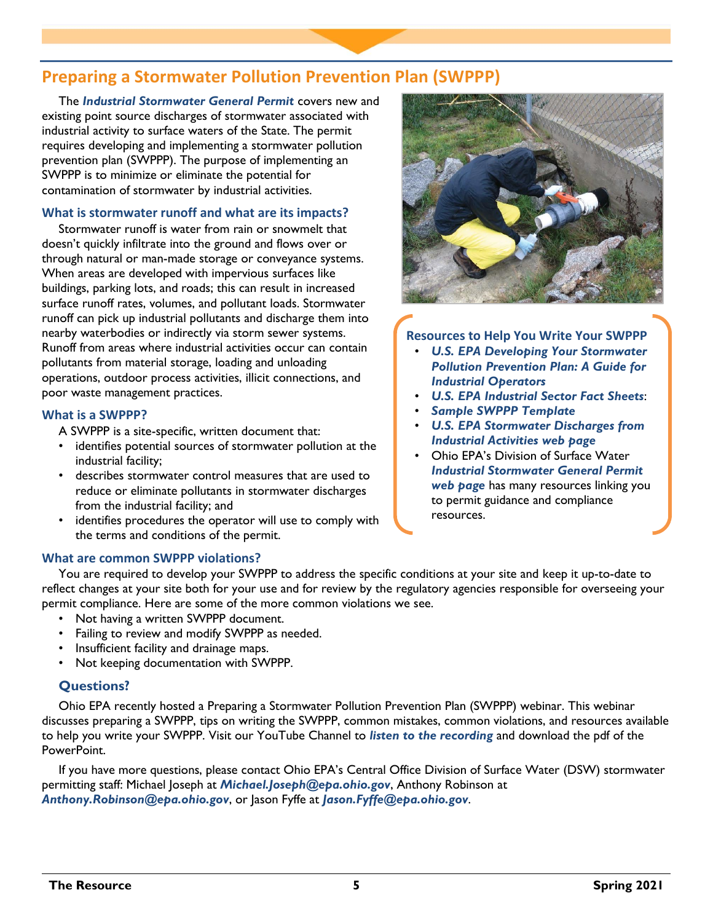## Preparing a Stormwater Pollution Prevention Plan (SWPPP)

The ***Industrial Stormwater General Permit*** covers new and existing point source discharges of stormwater associated with industrial activity to surface waters of the State. The permit requires developing and implementing a stormwater pollution prevention plan (SWPPP). The purpose of implementing an SWPPP is to minimize or eliminate the potential for contamination of stormwater by industrial activities.

### What is stormwater runoff and what are its impacts?

Stormwater runoff is water from rain or snowmelt that doesn't quickly infiltrate into the ground and flows over or through natural or man-made storage or conveyance systems. When areas are developed with impervious surfaces like buildings, parking lots, and roads; this can result in increased surface runoff rates, volumes, and pollutant loads. Stormwater runoff can pick up industrial pollutants and discharge them into nearby waterbodies or indirectly via storm sewer systems. Runoff from areas where industrial activities occur can contain pollutants from material storage, loading and unloading operations, outdoor process activities, illicit connections, and poor waste management practices.

### What is a SWPPP?

A SWPPP is a site-specific, written document that:

- identifies potential sources of stormwater pollution at the industrial facility;
- describes stormwater control measures that are used to reduce or eliminate pollutants in stormwater discharges from the industrial facility; and
- identifies procedures the operator will use to comply with the terms and conditions of the permit.

### Resources to Help You Write Your SWPPP

- ***U.S. EPA Developing Your Stormwater Pollution Prevention Plan: A Guide for Industrial Operators***
- ***U.S. EPA Industrial Sector Fact Sheets***:
- ***Sample SWPPP Template***
- ***U.S. EPA Stormwater Discharges from Industrial Activities web page***
- Ohio EPA's Division of Surface Water ***Industrial Stormwater General Permit web page*** has many resources linking you to permit guidance and compliance resources.

### What are common SWPPP violations?

You are required to develop your SWPPP to address the specific conditions at your site and keep it up-to-date to reflect changes at your site both for your use and for review by the regulatory agencies responsible for overseeing your permit compliance. Here are some of the more common violations we see.

- Not having a written SWPPP document.
- Failing to review and modify SWPPP as needed.
- Insufficient facility and drainage maps.
- Not keeping documentation with SWPPP.

### Questions?

Ohio EPA recently hosted a Preparing a Stormwater Pollution Prevention Plan (SWPPP) webinar. This webinar discusses preparing a SWPPP, tips on writing the SWPPP, common mistakes, common violations, and resources available to help you write your SWPPP. Visit our YouTube Channel to ***listen to the recording*** and download the pdf of the PowerPoint.

If you have more questions, please contact Ohio EPA's Central Office Division of Surface Water (DSW) stormwater permitting staff: Michael Joseph at ***Michael.Joseph@epa.ohio.gov***, Anthony Robinson at ***Anthony.Robinson@epa.ohio.gov***, or Jason Fyffe at ***Jason.Fyffe@epa.ohio.gov***.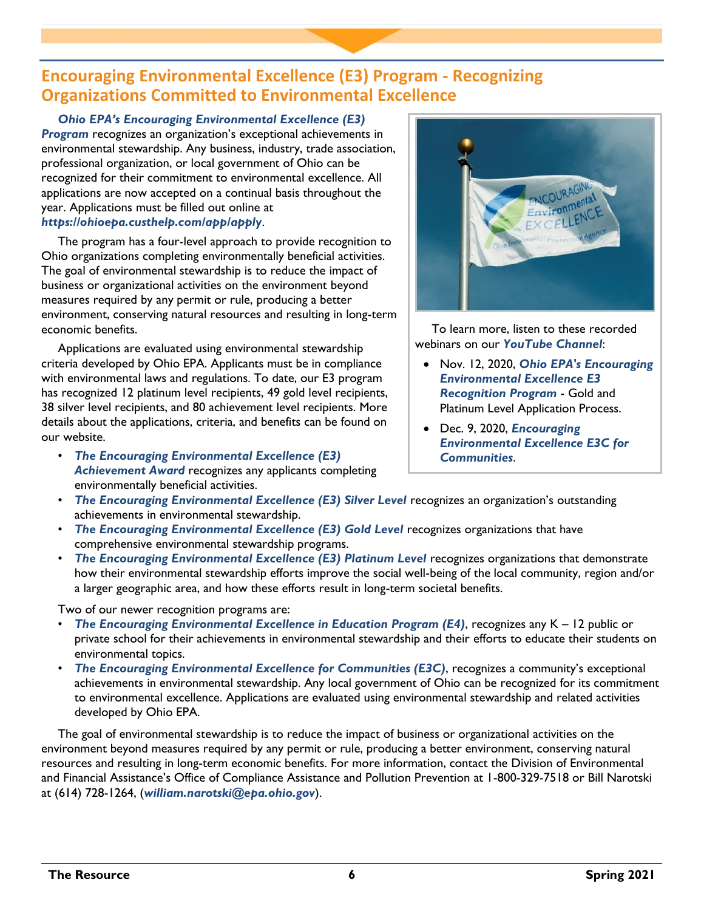## Encouraging Environmental Excellence (E3) Program - Recognizing Organizations Committed to Environmental Excellence

***Ohio EPA's Encouraging Environmental Excellence (E3) Program*** recognizes an organization's exceptional achievements in environmental stewardship. Any business, industry, trade association, professional organization, or local government of Ohio can be recognized for their commitment to environmental excellence. All applications are now accepted on a continual basis throughout the year. Applications must be filled out online at ***https://ohioepa.custhelp.com/app/apply***.

The program has a four-level approach to provide recognition to Ohio organizations completing environmentally beneficial activities. The goal of environmental stewardship is to reduce the impact of business or organizational activities on the environment beyond measures required by any permit or rule, producing a better environment, conserving natural resources and resulting in long-term economic benefits.

Applications are evaluated using environmental stewardship criteria developed by Ohio EPA. Applicants must be in compliance with environmental laws and regulations. To date, our E3 program has recognized 12 platinum level recipients, 49 gold level recipients, 38 silver level recipients, and 80 achievement level recipients. More details about the applications, criteria, and benefits can be found on our website.

- ***The Encouraging Environmental Excellence (E3) Achievement Award*** recognizes any applicants completing environmentally beneficial activities.
- ***The Encouraging Environmental Excellence (E3) Silver Level*** recognizes an organization's outstanding achievements in environmental stewardship.
- ***The Encouraging Environmental Excellence (E3) Gold Level*** recognizes organizations that have comprehensive environmental stewardship programs.
- ***The Encouraging Environmental Excellence (E3) Platinum Level*** recognizes organizations that demonstrate how their environmental stewardship efforts improve the social well-being of the local community, region and/or a larger geographic area, and how these efforts result in long-term societal benefits.

Two of our newer recognition programs are:

- ***The Encouraging Environmental Excellence in Education Program (E4)***, recognizes any K – 12 public or private school for their achievements in environmental stewardship and their efforts to educate their students on environmental topics.
- ***The Encouraging Environmental Excellence for Communities (E3C)***, recognizes a community's exceptional achievements in environmental stewardship. Any local government of Ohio can be recognized for its commitment to environmental excellence. Applications are evaluated using environmental stewardship and related activities developed by Ohio EPA.

The goal of environmental stewardship is to reduce the impact of business or organizational activities on the environment beyond measures required by any permit or rule, producing a better environment, conserving natural resources and resulting in long-term economic benefits. For more information, contact the Division of Environmental and Financial Assistance's Office of Compliance Assistance and Pollution Prevention at 1-800-329-7518 or Bill Narotski at (614) 728-1264, (***william.narotski@epa.ohio.gov***).

To learn more, listen to these recorded webinars on our ***YouTube Channel***:

- Nov. 12, 2020, ***Ohio EPA's Encouraging Environmental Excellence E3 Recognition Program*** - Gold and Platinum Level Application Process.
- Dec. 9, 2020, ***Encouraging Environmental Excellence E3C for Communities***.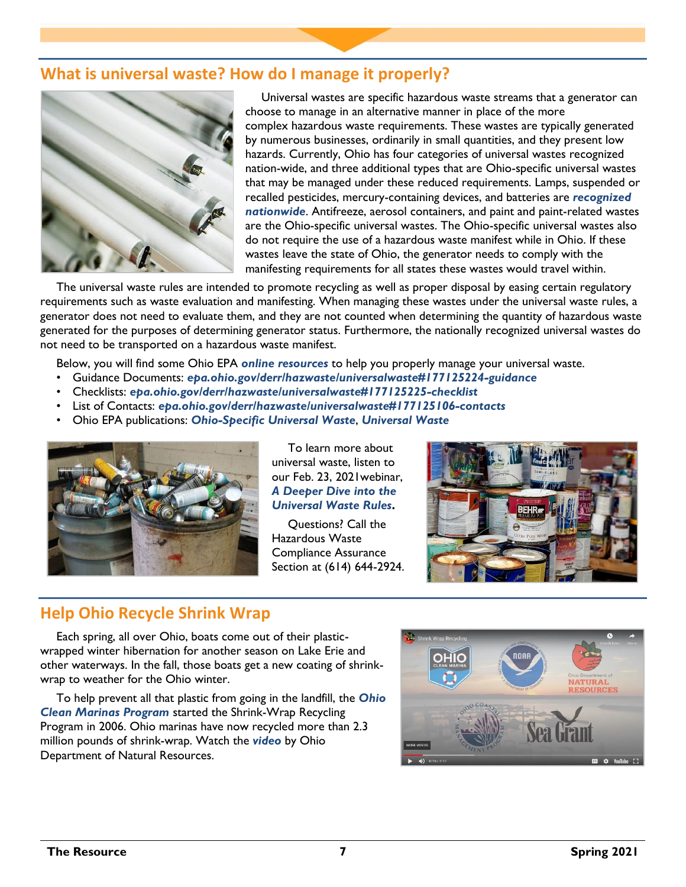## What is universal waste? How do I manage it properly?

Universal wastes are specific hazardous waste streams that a generator can choose to manage in an alternative manner in place of the more complex hazardous waste requirements. These wastes are typically generated by numerous businesses, ordinarily in small quantities, and they present low hazards. Currently, Ohio has four categories of universal wastes recognized nation-wide, and three additional types that are Ohio-specific universal wastes that may be managed under these reduced requirements. Lamps, suspended or recalled pesticides, mercury-containing devices, and batteries are ***recognized nationwide***. Antifreeze, aerosol containers, and paint and paint-related wastes are the Ohio-specific universal wastes. The Ohio-specific universal wastes also do not require the use of a hazardous waste manifest while in Ohio. If these wastes leave the state of Ohio, the generator needs to comply with the manifesting requirements for all states these wastes would travel within.

The universal waste rules are intended to promote recycling as well as proper disposal by easing certain regulatory requirements such as waste evaluation and manifesting. When managing these wastes under the universal waste rules, a generator does not need to evaluate them, and they are not counted when determining the quantity of hazardous waste generated for the purposes of determining generator status. Furthermore, the nationally recognized universal wastes do not need to be transported on a hazardous waste manifest.

Below, you will find some Ohio EPA ***online resources*** to help you properly manage your universal waste.

- Guidance Documents: ***epa.ohio.gov/derr/hazwaste/universalwaste#177125224-guidance***
- Checklists: ***epa.ohio.gov/derr/hazwaste/universalwaste#177125225-checklist***
- List of Contacts: ***epa.ohio.gov/derr/hazwaste/universalwaste#177125106-contacts***
- Ohio EPA publications: ***Ohio-Specific Universal Waste***, ***Universal Waste***

To learn more about universal waste, listen to our Feb. 23, 2021webinar, ***A Deeper Dive into the Universal Waste Rules***.

Questions? Call the Hazardous Waste Compliance Assurance Section at (614) 644-2924.

## Help Ohio Recycle Shrink Wrap

Each spring, all over Ohio, boats come out of their plastic-wrapped winter hibernation for another season on Lake Erie and other waterways. In the fall, those boats get a new coating of shrink-wrap to weather for the Ohio winter.

To help prevent all that plastic from going in the landfill, the ***Ohio Clean Marinas Program*** started the Shrink-Wrap Recycling Program in 2006. Ohio marinas have now recycled more than 2.3 million pounds of shrink-wrap. Watch the ***video*** by Ohio Department of Natural Resources.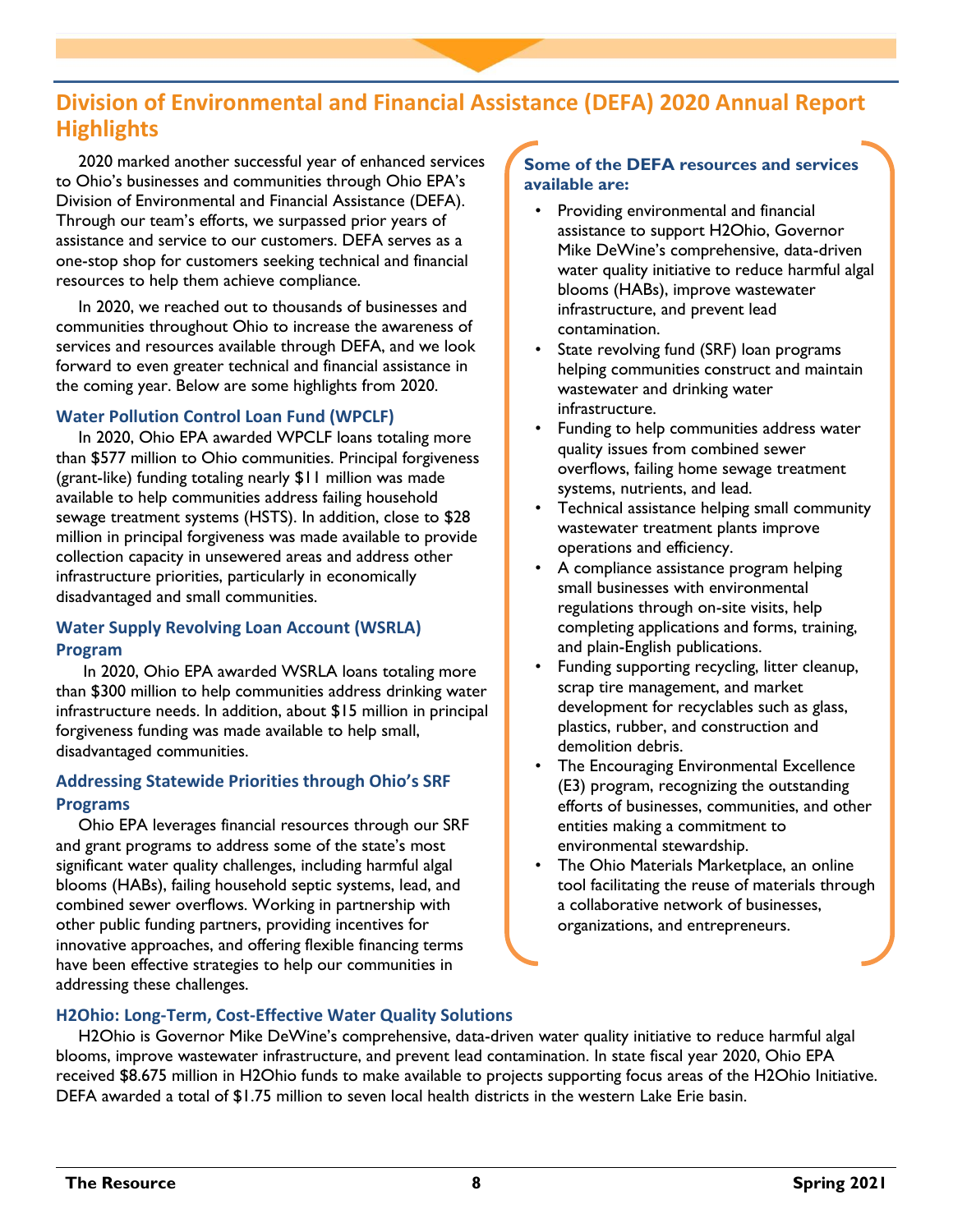# Division of Environmental and Financial Assistance (DEFA) 2020 Annual Report Highlights

2020 marked another successful year of enhanced services to Ohio's businesses and communities through Ohio EPA's Division of Environmental and Financial Assistance (DEFA). Through our team's efforts, we surpassed prior years of assistance and service to our customers. DEFA serves as a one-stop shop for customers seeking technical and financial resources to help them achieve compliance.

In 2020, we reached out to thousands of businesses and communities throughout Ohio to increase the awareness of services and resources available through DEFA, and we look forward to even greater technical and financial assistance in the coming year. Below are some highlights from 2020.

### Water Pollution Control Loan Fund (WPCLF)

In 2020, Ohio EPA awarded WPCLF loans totaling more than $577 million to Ohio communities. Principal forgiveness (grant-like) funding totaling nearly $11 million was made available to help communities address failing household sewage treatment systems (HSTS). In addition, close to $28 million in principal forgiveness was made available to provide collection capacity in unsewered areas and address other infrastructure priorities, particularly in economically disadvantaged and small communities.

### Water Supply Revolving Loan Account (WSRLA) Program

In 2020, Ohio EPA awarded WSRLA loans totaling more than $300 million to help communities address drinking water infrastructure needs. In addition, about $15 million in principal forgiveness funding was made available to help small, disadvantaged communities.

### Addressing Statewide Priorities through Ohio's SRF Programs

Ohio EPA leverages financial resources through our SRF and grant programs to address some of the state's most significant water quality challenges, including harmful algal blooms (HABs), failing household septic systems, lead, and combined sewer overflows. Working in partnership with other public funding partners, providing incentives for innovative approaches, and offering flexible financing terms have been effective strategies to help our communities in addressing these challenges.

**Some of the DEFA resources and services available are:**

- Providing environmental and financial assistance to support H2Ohio, Governor Mike DeWine's comprehensive, data-driven water quality initiative to reduce harmful algal blooms (HABs), improve wastewater infrastructure, and prevent lead contamination.
- State revolving fund (SRF) loan programs helping communities construct and maintain wastewater and drinking water infrastructure.
- Funding to help communities address water quality issues from combined sewer overflows, failing home sewage treatment systems, nutrients, and lead.
- Technical assistance helping small community wastewater treatment plants improve operations and efficiency.
- A compliance assistance program helping small businesses with environmental regulations through on-site visits, help completing applications and forms, training, and plain-English publications.
- Funding supporting recycling, litter cleanup, scrap tire management, and market development for recyclables such as glass, plastics, rubber, and construction and demolition debris.
- The Encouraging Environmental Excellence (E3) program, recognizing the outstanding efforts of businesses, communities, and other entities making a commitment to environmental stewardship.
- The Ohio Materials Marketplace, an online tool facilitating the reuse of materials through a collaborative network of businesses, organizations, and entrepreneurs.

### H2Ohio: Long-Term, Cost-Effective Water Quality Solutions

H2Ohio is Governor Mike DeWine's comprehensive, data-driven water quality initiative to reduce harmful algal blooms, improve wastewater infrastructure, and prevent lead contamination. In state fiscal year 2020, Ohio EPA received $8.675 million in H2Ohio funds to make available to projects supporting focus areas of the H2Ohio Initiative. DEFA awarded a total of $1.75 million to seven local health districts in the western Lake Erie basin.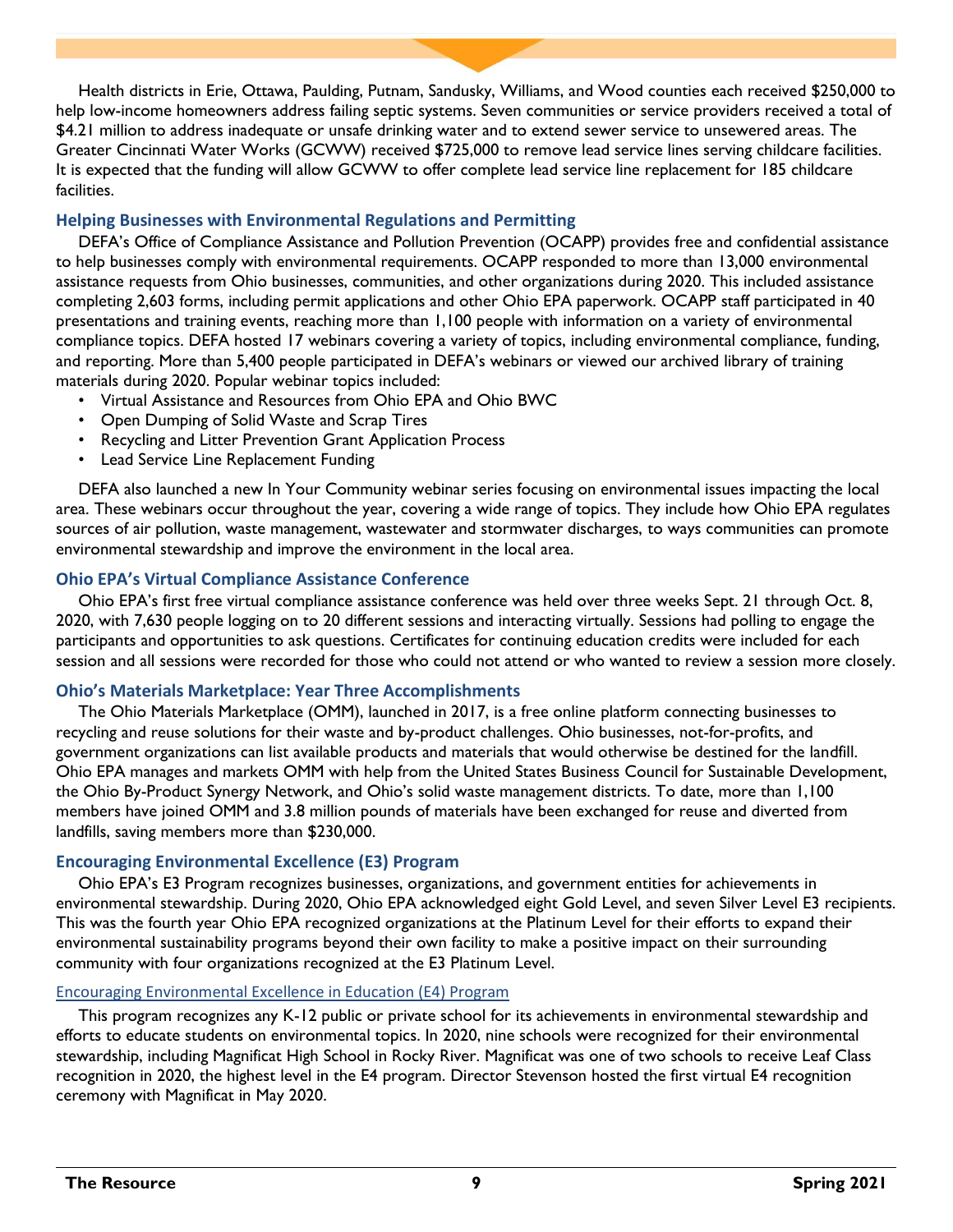Health districts in Erie, Ottawa, Paulding, Putnam, Sandusky, Williams, and Wood counties each received $250,000 to help low-income homeowners address failing septic systems. Seven communities or service providers received a total of $4.21 million to address inadequate or unsafe drinking water and to extend sewer service to unsewered areas. The Greater Cincinnati Water Works (GCWW) received $725,000 to remove lead service lines serving childcare facilities. It is expected that the funding will allow GCWW to offer complete lead service line replacement for 185 childcare facilities.

### Helping Businesses with Environmental Regulations and Permitting

DEFA's Office of Compliance Assistance and Pollution Prevention (OCAPP) provides free and confidential assistance to help businesses comply with environmental requirements. OCAPP responded to more than 13,000 environmental assistance requests from Ohio businesses, communities, and other organizations during 2020. This included assistance completing 2,603 forms, including permit applications and other Ohio EPA paperwork. OCAPP staff participated in 40 presentations and training events, reaching more than 1,100 people with information on a variety of environmental compliance topics. DEFA hosted 17 webinars covering a variety of topics, including environmental compliance, funding, and reporting. More than 5,400 people participated in DEFA's webinars or viewed our archived library of training materials during 2020. Popular webinar topics included:

- Virtual Assistance and Resources from Ohio EPA and Ohio BWC
- Open Dumping of Solid Waste and Scrap Tires
- Recycling and Litter Prevention Grant Application Process
- Lead Service Line Replacement Funding

DEFA also launched a new In Your Community webinar series focusing on environmental issues impacting the local area. These webinars occur throughout the year, covering a wide range of topics. They include how Ohio EPA regulates sources of air pollution, waste management, wastewater and stormwater discharges, to ways communities can promote environmental stewardship and improve the environment in the local area.

### Ohio EPA's Virtual Compliance Assistance Conference

Ohio EPA's first free virtual compliance assistance conference was held over three weeks Sept. 21 through Oct. 8, 2020, with 7,630 people logging on to 20 different sessions and interacting virtually. Sessions had polling to engage the participants and opportunities to ask questions. Certificates for continuing education credits were included for each session and all sessions were recorded for those who could not attend or who wanted to review a session more closely.

### Ohio's Materials Marketplace: Year Three Accomplishments

The Ohio Materials Marketplace (OMM), launched in 2017, is a free online platform connecting businesses to recycling and reuse solutions for their waste and by-product challenges. Ohio businesses, not-for-profits, and government organizations can list available products and materials that would otherwise be destined for the landfill. Ohio EPA manages and markets OMM with help from the United States Business Council for Sustainable Development, the Ohio By-Product Synergy Network, and Ohio's solid waste management districts. To date, more than 1,100 members have joined OMM and 3.8 million pounds of materials have been exchanged for reuse and diverted from landfills, saving members more than $230,000.

### Encouraging Environmental Excellence (E3) Program

Ohio EPA's E3 Program recognizes businesses, organizations, and government entities for achievements in environmental stewardship. During 2020, Ohio EPA acknowledged eight Gold Level, and seven Silver Level E3 recipients. This was the fourth year Ohio EPA recognized organizations at the Platinum Level for their efforts to expand their environmental sustainability programs beyond their own facility to make a positive impact on their surrounding community with four organizations recognized at the E3 Platinum Level.

#### Encouraging Environmental Excellence in Education (E4) Program

This program recognizes any K-12 public or private school for its achievements in environmental stewardship and efforts to educate students on environmental topics. In 2020, nine schools were recognized for their environmental stewardship, including Magnificat High School in Rocky River. Magnificat was one of two schools to receive Leaf Class recognition in 2020, the highest level in the E4 program. Director Stevenson hosted the first virtual E4 recognition ceremony with Magnificat in May 2020.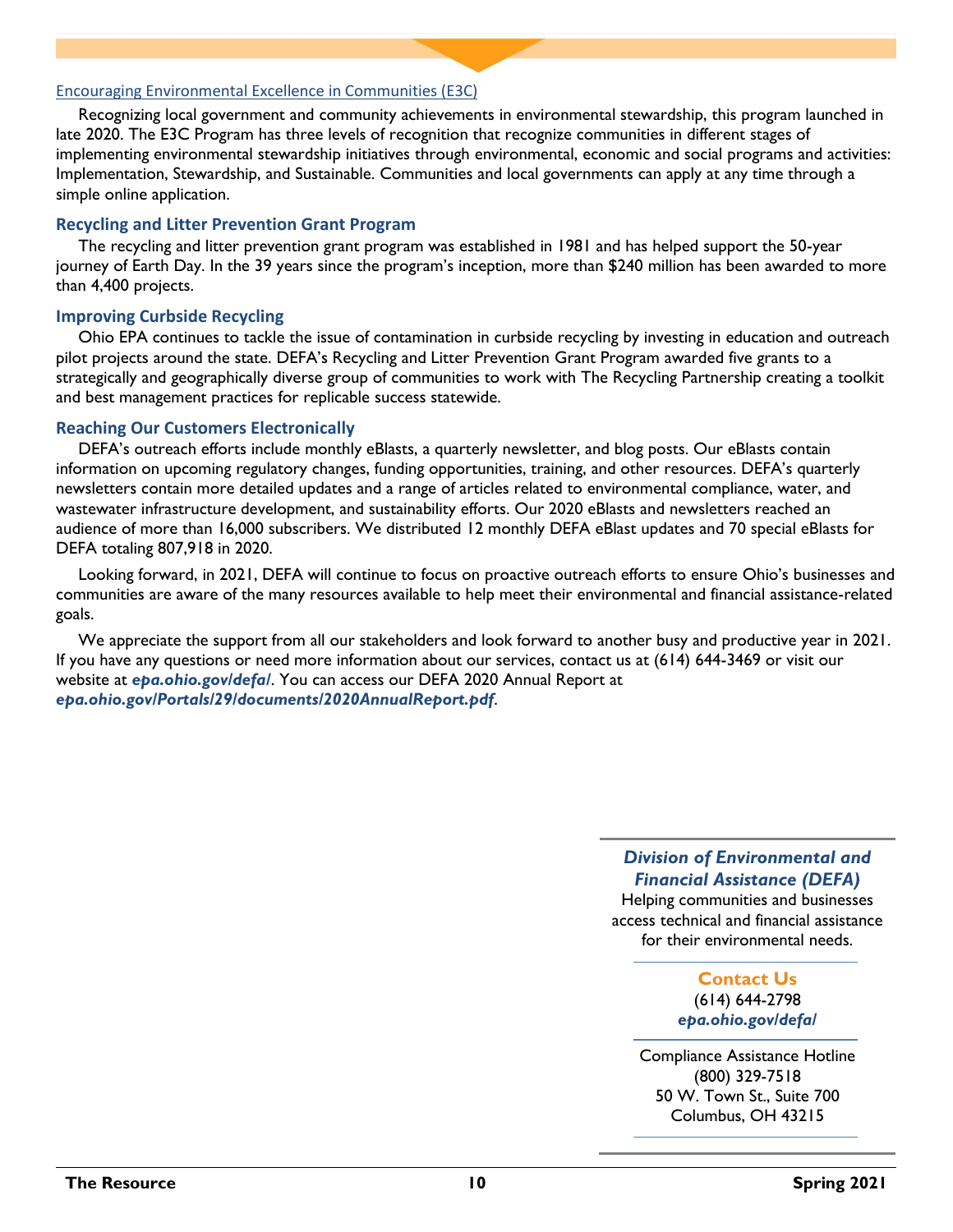### Encouraging Environmental Excellence in Communities (E3C)

Recognizing local government and community achievements in environmental stewardship, this program launched in late 2020. The E3C Program has three levels of recognition that recognize communities in different stages of implementing environmental stewardship initiatives through environmental, economic and social programs and activities: Implementation, Stewardship, and Sustainable. Communities and local governments can apply at any time through a simple online application.

### Recycling and Litter Prevention Grant Program

The recycling and litter prevention grant program was established in 1981 and has helped support the 50-year journey of Earth Day. In the 39 years since the program's inception, more than $240 million has been awarded to more than 4,400 projects.

### Improving Curbside Recycling

Ohio EPA continues to tackle the issue of contamination in curbside recycling by investing in education and outreach pilot projects around the state. DEFA's Recycling and Litter Prevention Grant Program awarded five grants to a strategically and geographically diverse group of communities to work with The Recycling Partnership creating a toolkit and best management practices for replicable success statewide.

### Reaching Our Customers Electronically

DEFA's outreach efforts include monthly eBlasts, a quarterly newsletter, and blog posts. Our eBlasts contain information on upcoming regulatory changes, funding opportunities, training, and other resources. DEFA's quarterly newsletters contain more detailed updates and a range of articles related to environmental compliance, water, and wastewater infrastructure development, and sustainability efforts. Our 2020 eBlasts and newsletters reached an audience of more than 16,000 subscribers. We distributed 12 monthly DEFA eBlast updates and 70 special eBlasts for DEFA totaling 807,918 in 2020.

Looking forward, in 2021, DEFA will continue to focus on proactive outreach efforts to ensure Ohio's businesses and communities are aware of the many resources available to help meet their environmental and financial assistance-related goals.

We appreciate the support from all our stakeholders and look forward to another busy and productive year in 2021. If you have any questions or need more information about our services, contact us at (614) 644-3469 or visit our website at ***epa.ohio.gov/defa/***. You can access our DEFA 2020 Annual Report at ***epa.ohio.gov/Portals/29/documents/2020AnnualReport.pdf***.

---

***Division of Environmental and Financial Assistance (DEFA)***

Helping communities and businesses access technical and financial assistance for their environmental needs.

**Contact Us**

(614) 644-2798

***epa.ohio.gov/defa/***

Compliance Assistance Hotline
(800) 329-7518
50 W. Town St., Suite 700
Columbus, OH 43215